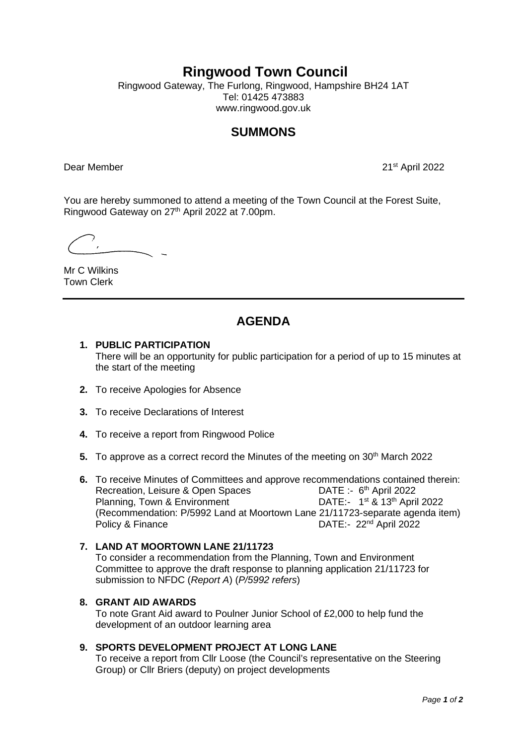# Ringwood Town Council

Ringwood Gateway, The Furlong, Ringwood, Hampshire BH24 1AT
Tel: 01425 473883
www.ringwood.gov.uk

## SUMMONS

Dear Member

21st April 2022

You are hereby summoned to attend a meeting of the Town Council at the Forest Suite, Ringwood Gateway on 27th April 2022 at 7.00pm.

Mr C Wilkins
Town Clerk

## AGENDA

1. **PUBLIC PARTICIPATION**
   There will be an opportunity for public participation for a period of up to 15 minutes at the start of the meeting

2. To receive Apologies for Absence

3. To receive Declarations of Interest

4. To receive a report from Ringwood Police

5. To approve as a correct record the Minutes of the meeting on 30th March 2022

6. To receive Minutes of Committees and approve recommendations contained therein:
   Recreation, Leisure & Open Spaces — DATE :- 6th April 2022
   Planning, Town & Environment — DATE:- 1st & 13th April 2022
   (Recommendation: P/5992 Land at Moortown Lane 21/11723-separate agenda item)
   Policy & Finance — DATE:- 22nd April 2022

7. **LAND AT MOORTOWN LANE 21/11723**
   To consider a recommendation from the Planning, Town and Environment Committee to approve the draft response to planning application 21/11723 for submission to NFDC (*Report A*) (*P/5992 refers*)

8. **GRANT AID AWARDS**
   To note Grant Aid award to Poulner Junior School of £2,000 to help fund the development of an outdoor learning area

9. **SPORTS DEVELOPMENT PROJECT AT LONG LANE**
   To receive a report from Cllr Loose (the Council's representative on the Steering Group) or Cllr Briers (deputy) on project developments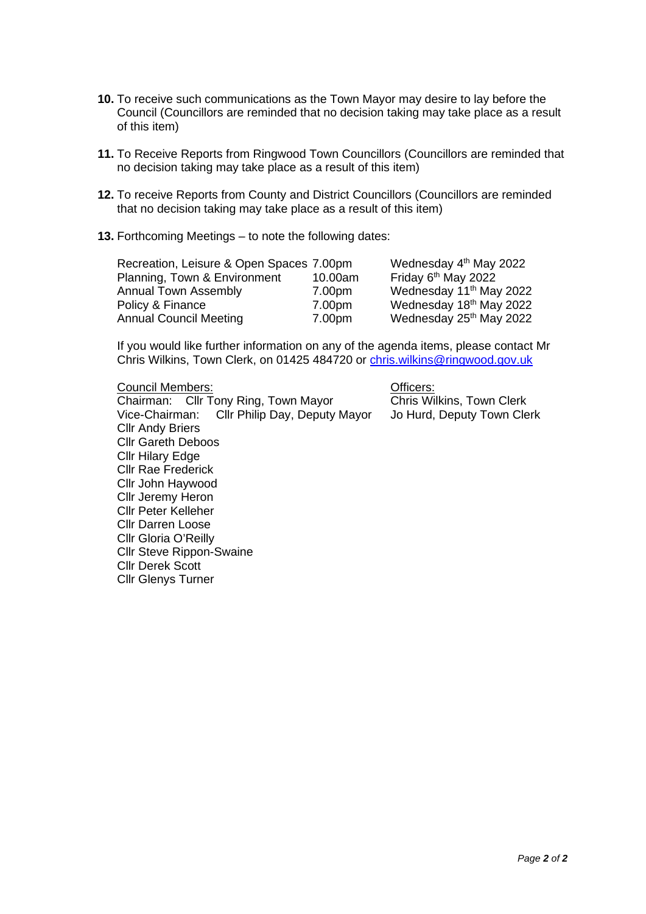**10.** To receive such communications as the Town Mayor may desire to lay before the Council (Councillors are reminded that no decision taking may take place as a result of this item)

**11.** To Receive Reports from Ringwood Town Councillors (Councillors are reminded that no decision taking may take place as a result of this item)

**12.** To receive Reports from County and District Councillors (Councillors are reminded that no decision taking may take place as a result of this item)

**13.** Forthcoming Meetings – to note the following dates:

| | | |
|---|---|---|
| Recreation, Leisure & Open Spaces | 7.00pm | Wednesday 4th May 2022 |
| Planning, Town & Environment | 10.00am | Friday 6th May 2022 |
| Annual Town Assembly | 7.00pm | Wednesday 11th May 2022 |
| Policy & Finance | 7.00pm | Wednesday 18th May 2022 |
| Annual Council Meeting | 7.00pm | Wednesday 25th May 2022 |

If you would like further information on any of the agenda items, please contact Mr Chris Wilkins, Town Clerk, on 01425 484720 or chris.wilkins@ringwood.gov.uk

Council Members:
Chairman: Cllr Tony Ring, Town Mayor
Vice-Chairman: Cllr Philip Day, Deputy Mayor
Cllr Andy Briers
Cllr Gareth Deboos
Cllr Hilary Edge
Cllr Rae Frederick
Cllr John Haywood
Cllr Jeremy Heron
Cllr Peter Kelleher
Cllr Darren Loose
Cllr Gloria O'Reilly
Cllr Steve Rippon-Swaine
Cllr Derek Scott
Cllr Glenys Turner

Officers:
Chris Wilkins, Town Clerk
Jo Hurd, Deputy Town Clerk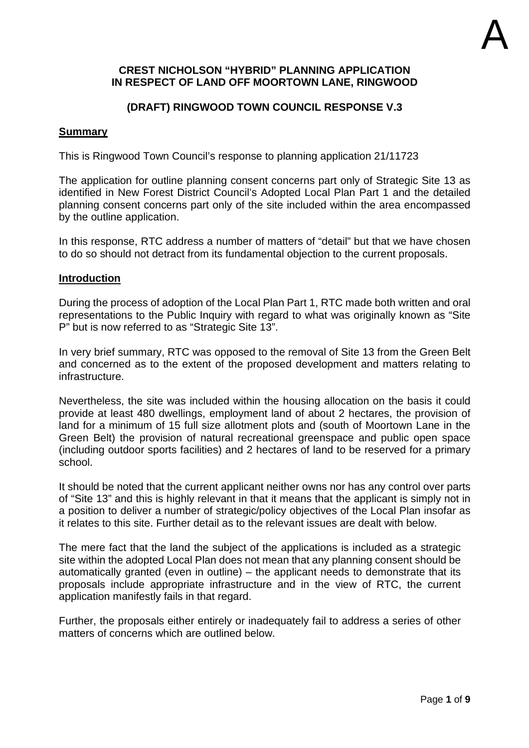A

**CREST NICHOLSON "HYBRID" PLANNING APPLICATION IN RESPECT OF LAND OFF MOORTOWN LANE, RINGWOOD**

**(DRAFT) RINGWOOD TOWN COUNCIL RESPONSE V.3**

## Summary

This is Ringwood Town Council's response to planning application 21/11723

The application for outline planning consent concerns part only of Strategic Site 13 as identified in New Forest District Council's Adopted Local Plan Part 1 and the detailed planning consent concerns part only of the site included within the area encompassed by the outline application.

In this response, RTC address a number of matters of "detail" but that we have chosen to do so should not detract from its fundamental objection to the current proposals.

## Introduction

During the process of adoption of the Local Plan Part 1, RTC made both written and oral representations to the Public Inquiry with regard to what was originally known as "Site P" but is now referred to as "Strategic Site 13".

In very brief summary, RTC was opposed to the removal of Site 13 from the Green Belt and concerned as to the extent of the proposed development and matters relating to infrastructure.

Nevertheless, the site was included within the housing allocation on the basis it could provide at least 480 dwellings, employment land of about 2 hectares, the provision of land for a minimum of 15 full size allotment plots and (south of Moortown Lane in the Green Belt) the provision of natural recreational greenspace and public open space (including outdoor sports facilities) and 2 hectares of land to be reserved for a primary school.

It should be noted that the current applicant neither owns nor has any control over parts of "Site 13" and this is highly relevant in that it means that the applicant is simply not in a position to deliver a number of strategic/policy objectives of the Local Plan insofar as it relates to this site. Further detail as to the relevant issues are dealt with below.

The mere fact that the land the subject of the applications is included as a strategic site within the adopted Local Plan does not mean that any planning consent should be automatically granted (even in outline) – the applicant needs to demonstrate that its proposals include appropriate infrastructure and in the view of RTC, the current application manifestly fails in that regard.

Further, the proposals either entirely or inadequately fail to address a series of other matters of concerns which are outlined below.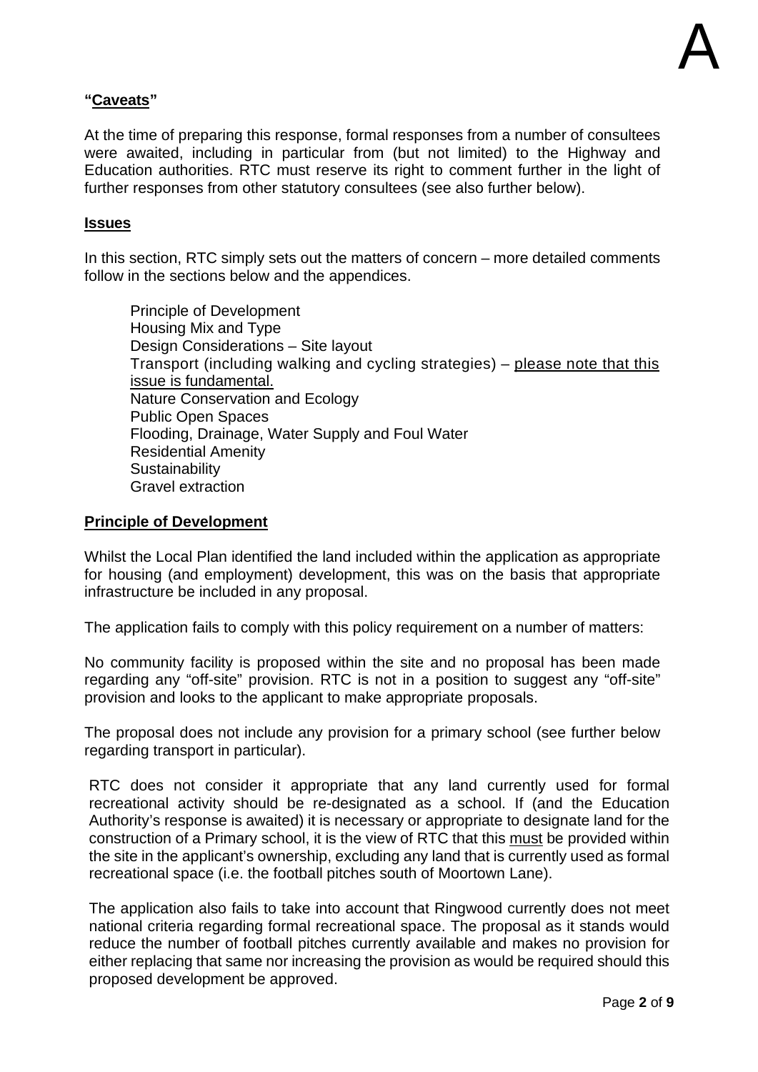A

## **"Caveats"**

At the time of preparing this response, formal responses from a number of consultees were awaited, including in particular from (but not limited) to the Highway and Education authorities. RTC must reserve its right to comment further in the light of further responses from other statutory consultees (see also further below).

## **Issues**

In this section, RTC simply sets out the matters of concern – more detailed comments follow in the sections below and the appendices.

- Principle of Development
- Housing Mix and Type
- Design Considerations – Site layout
- Transport (including walking and cycling strategies) – <u>please note that this issue is fundamental.</u>
- Nature Conservation and Ecology
- Public Open Spaces
- Flooding, Drainage, Water Supply and Foul Water
- Residential Amenity
- Sustainability
- Gravel extraction

## **Principle of Development**

Whilst the Local Plan identified the land included within the application as appropriate for housing (and employment) development, this was on the basis that appropriate infrastructure be included in any proposal.

The application fails to comply with this policy requirement on a number of matters:

No community facility is proposed within the site and no proposal has been made regarding any "off-site" provision. RTC is not in a position to suggest any "off-site" provision and looks to the applicant to make appropriate proposals.

The proposal does not include any provision for a primary school (see further below regarding transport in particular).

RTC does not consider it appropriate that any land currently used for formal recreational activity should be re-designated as a school. If (and the Education Authority's response is awaited) it is necessary or appropriate to designate land for the construction of a Primary school, it is the view of RTC that this <u>must</u> be provided within the site in the applicant's ownership, excluding any land that is currently used as formal recreational space (i.e. the football pitches south of Moortown Lane).

The application also fails to take into account that Ringwood currently does not meet national criteria regarding formal recreational space. The proposal as it stands would reduce the number of football pitches currently available and makes no provision for either replacing that same nor increasing the provision as would be required should this proposed development be approved.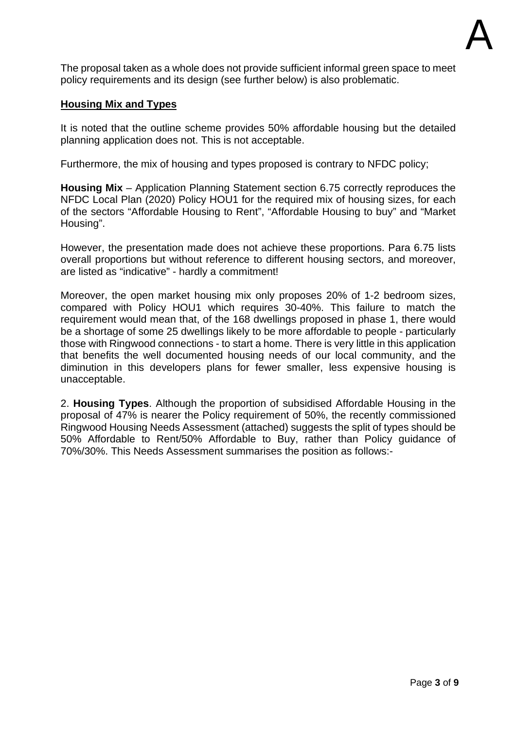The proposal taken as a whole does not provide sufficient informal green space to meet policy requirements and its design (see further below) is also problematic.

**Housing Mix and Types**

It is noted that the outline scheme provides 50% affordable housing but the detailed planning application does not. This is not acceptable.

Furthermore, the mix of housing and types proposed is contrary to NFDC policy;

**Housing Mix** – Application Planning Statement section 6.75 correctly reproduces the NFDC Local Plan (2020) Policy HOU1 for the required mix of housing sizes, for each of the sectors “Affordable Housing to Rent”, “Affordable Housing to buy” and “Market Housing”.

However, the presentation made does not achieve these proportions. Para 6.75 lists overall proportions but without reference to different housing sectors, and moreover, are listed as “indicative” - hardly a commitment!

Moreover, the open market housing mix only proposes 20% of 1-2 bedroom sizes, compared with Policy HOU1 which requires 30-40%. This failure to match the requirement would mean that, of the 168 dwellings proposed in phase 1, there would be a shortage of some 25 dwellings likely to be more affordable to people - particularly those with Ringwood connections - to start a home. There is very little in this application that benefits the well documented housing needs of our local community, and the diminution in this developers plans for fewer smaller, less expensive housing is unacceptable.

2. **Housing Types**. Although the proportion of subsidised Affordable Housing in the proposal of 47% is nearer the Policy requirement of 50%, the recently commissioned Ringwood Housing Needs Assessment (attached) suggests the split of types should be 50% Affordable to Rent/50% Affordable to Buy, rather than Policy guidance of 70%/30%. This Needs Assessment summarises the position as follows:-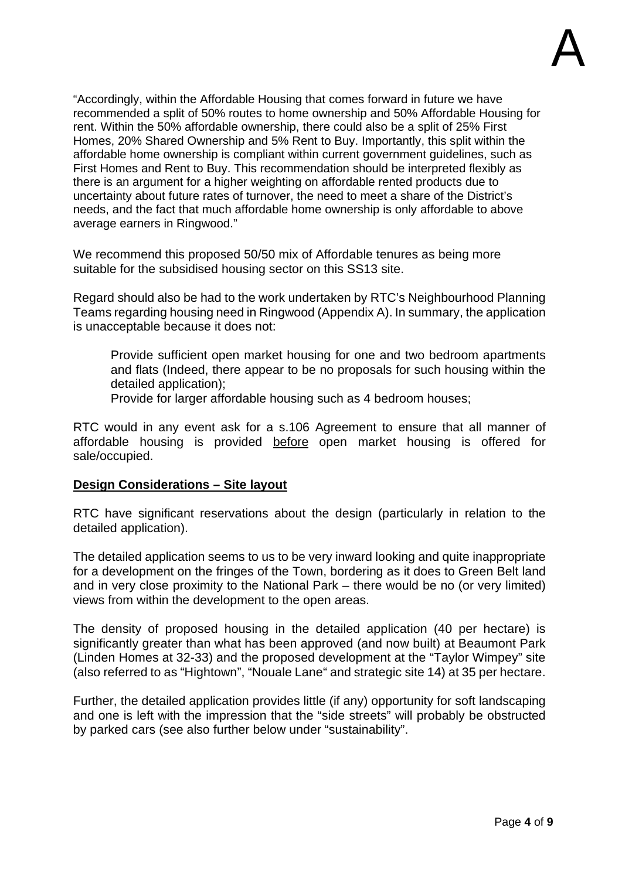A

"Accordingly, within the Affordable Housing that comes forward in future we have recommended a split of 50% routes to home ownership and 50% Affordable Housing for rent. Within the 50% affordable ownership, there could also be a split of 25% First Homes, 20% Shared Ownership and 5% Rent to Buy. Importantly, this split within the affordable home ownership is compliant within current government guidelines, such as First Homes and Rent to Buy. This recommendation should be interpreted flexibly as there is an argument for a higher weighting on affordable rented products due to uncertainty about future rates of turnover, the need to meet a share of the District's needs, and the fact that much affordable home ownership is only affordable to above average earners in Ringwood."

We recommend this proposed 50/50 mix of Affordable tenures as being more suitable for the subsidised housing sector on this SS13 site.

Regard should also be had to the work undertaken by RTC's Neighbourhood Planning Teams regarding housing need in Ringwood (Appendix A). In summary, the application is unacceptable because it does not:

> Provide sufficient open market housing for one and two bedroom apartments and flats (Indeed, there appear to be no proposals for such housing within the detailed application);
>
> Provide for larger affordable housing such as 4 bedroom houses;

RTC would in any event ask for a s.106 Agreement to ensure that all manner of affordable housing is provided <u>before</u> open market housing is offered for sale/occupied.

## Design Considerations – Site layout

RTC have significant reservations about the design (particularly in relation to the detailed application).

The detailed application seems to us to be very inward looking and quite inappropriate for a development on the fringes of the Town, bordering as it does to Green Belt land and in very close proximity to the National Park – there would be no (or very limited) views from within the development to the open areas.

The density of proposed housing in the detailed application (40 per hectare) is significantly greater than what has been approved (and now built) at Beaumont Park (Linden Homes at 32-33) and the proposed development at the "Taylor Wimpey" site (also referred to as "Hightown", "Nouale Lane" and strategic site 14) at 35 per hectare.

Further, the detailed application provides little (if any) opportunity for soft landscaping and one is left with the impression that the "side streets" will probably be obstructed by parked cars (see also further below under "sustainability".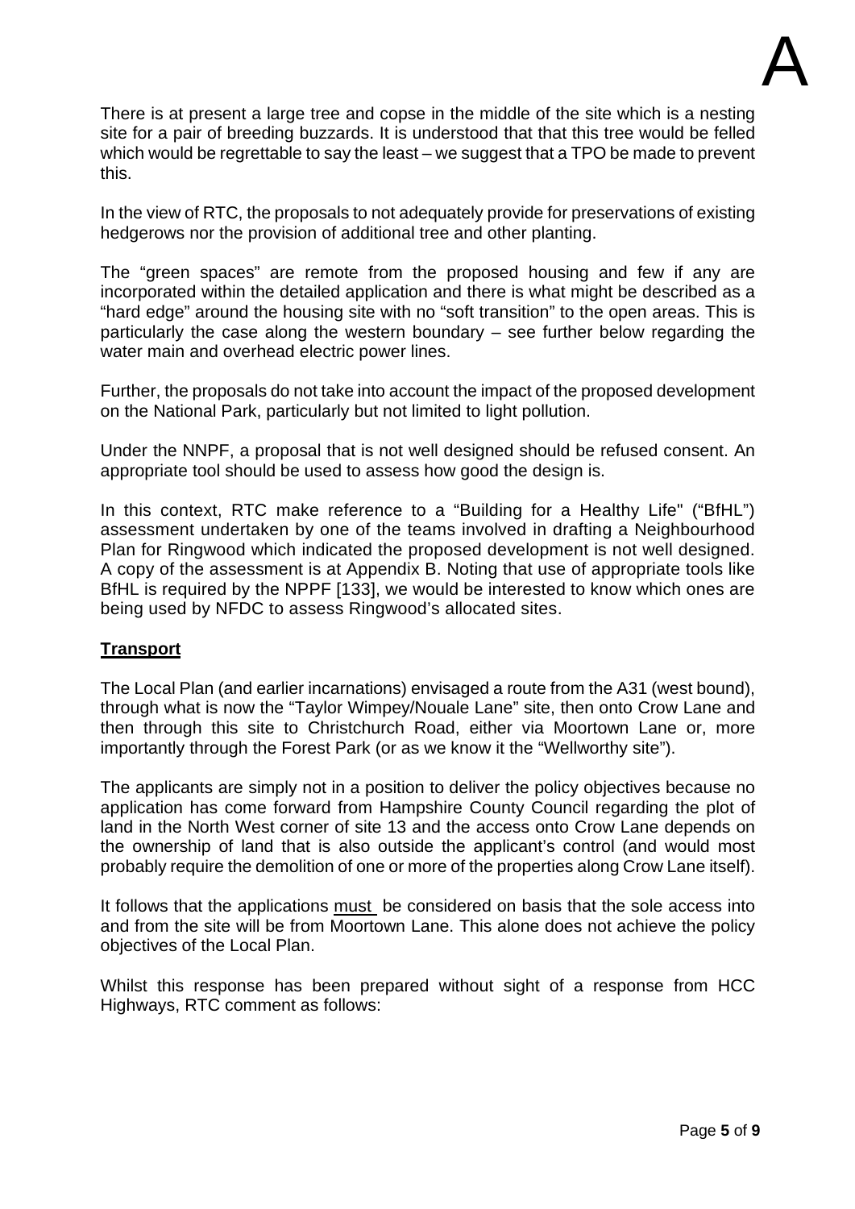There is at present a large tree and copse in the middle of the site which is a nesting site for a pair of breeding buzzards. It is understood that that this tree would be felled which would be regrettable to say the least – we suggest that a TPO be made to prevent this.

In the view of RTC, the proposals to not adequately provide for preservations of existing hedgerows nor the provision of additional tree and other planting.

The "green spaces" are remote from the proposed housing and few if any are incorporated within the detailed application and there is what might be described as a "hard edge" around the housing site with no "soft transition" to the open areas. This is particularly the case along the western boundary – see further below regarding the water main and overhead electric power lines.

Further, the proposals do not take into account the impact of the proposed development on the National Park, particularly but not limited to light pollution.

Under the NNPF, a proposal that is not well designed should be refused consent. An appropriate tool should be used to assess how good the design is.

In this context, RTC make reference to a "Building for a Healthy Life" ("BfHL") assessment undertaken by one of the teams involved in drafting a Neighbourhood Plan for Ringwood which indicated the proposed development is not well designed. A copy of the assessment is at Appendix B. Noting that use of appropriate tools like BfHL is required by the NPPF [133], we would be interested to know which ones are being used by NFDC to assess Ringwood's allocated sites.

**Transport**

The Local Plan (and earlier incarnations) envisaged a route from the A31 (west bound), through what is now the "Taylor Wimpey/Nouale Lane" site, then onto Crow Lane and then through this site to Christchurch Road, either via Moortown Lane or, more importantly through the Forest Park (or as we know it the "Wellworthy site").

The applicants are simply not in a position to deliver the policy objectives because no application has come forward from Hampshire County Council regarding the plot of land in the North West corner of site 13 and the access onto Crow Lane depends on the ownership of land that is also outside the applicant's control (and would most probably require the demolition of one or more of the properties along Crow Lane itself).

It follows that the applications must be considered on basis that the sole access into and from the site will be from Moortown Lane. This alone does not achieve the policy objectives of the Local Plan.

Whilst this response has been prepared without sight of a response from HCC Highways, RTC comment as follows: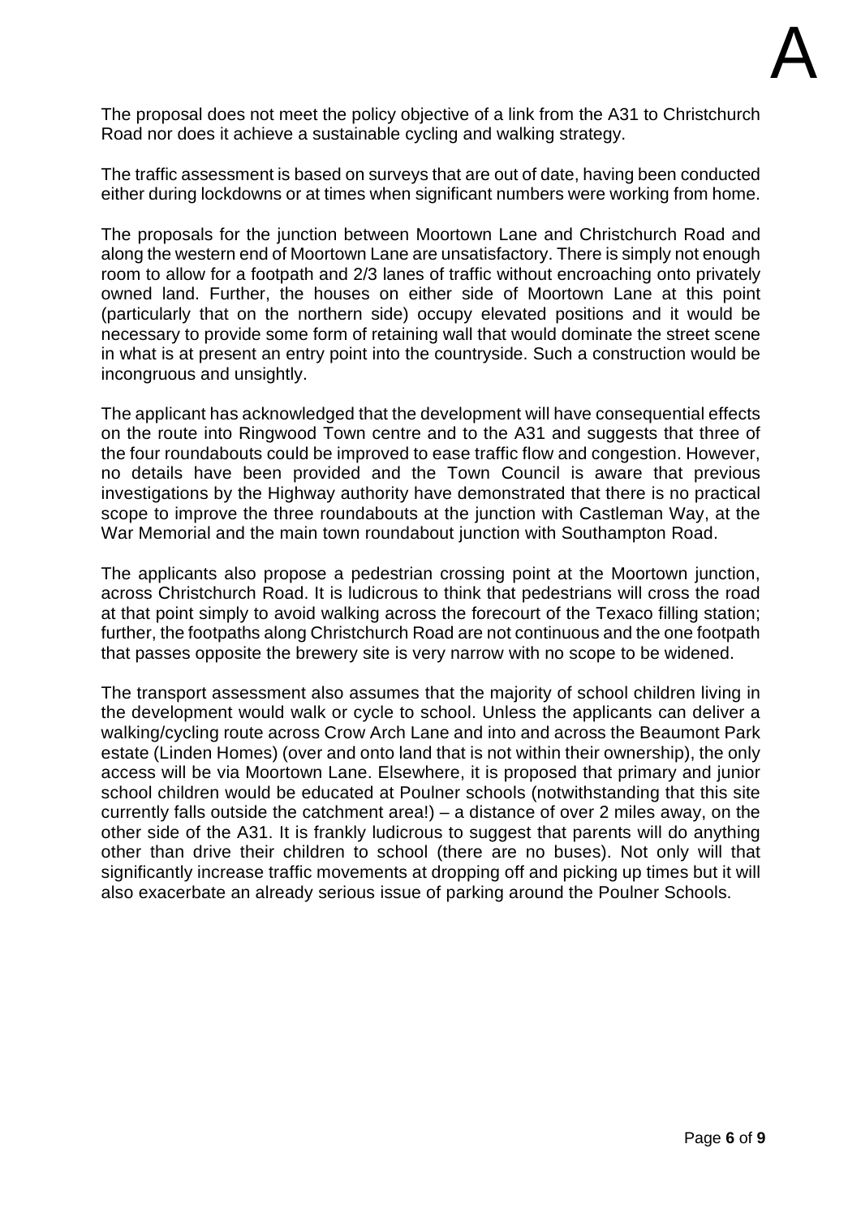The proposal does not meet the policy objective of a link from the A31 to Christchurch Road nor does it achieve a sustainable cycling and walking strategy.

The traffic assessment is based on surveys that are out of date, having been conducted either during lockdowns or at times when significant numbers were working from home.

The proposals for the junction between Moortown Lane and Christchurch Road and along the western end of Moortown Lane are unsatisfactory. There is simply not enough room to allow for a footpath and 2/3 lanes of traffic without encroaching onto privately owned land. Further, the houses on either side of Moortown Lane at this point (particularly that on the northern side) occupy elevated positions and it would be necessary to provide some form of retaining wall that would dominate the street scene in what is at present an entry point into the countryside. Such a construction would be incongruous and unsightly.

The applicant has acknowledged that the development will have consequential effects on the route into Ringwood Town centre and to the A31 and suggests that three of the four roundabouts could be improved to ease traffic flow and congestion. However, no details have been provided and the Town Council is aware that previous investigations by the Highway authority have demonstrated that there is no practical scope to improve the three roundabouts at the junction with Castleman Way, at the War Memorial and the main town roundabout junction with Southampton Road.

The applicants also propose a pedestrian crossing point at the Moortown junction, across Christchurch Road. It is ludicrous to think that pedestrians will cross the road at that point simply to avoid walking across the forecourt of the Texaco filling station; further, the footpaths along Christchurch Road are not continuous and the one footpath that passes opposite the brewery site is very narrow with no scope to be widened.

The transport assessment also assumes that the majority of school children living in the development would walk or cycle to school. Unless the applicants can deliver a walking/cycling route across Crow Arch Lane and into and across the Beaumont Park estate (Linden Homes) (over and onto land that is not within their ownership), the only access will be via Moortown Lane. Elsewhere, it is proposed that primary and junior school children would be educated at Poulner schools (notwithstanding that this site currently falls outside the catchment area!) – a distance of over 2 miles away, on the other side of the A31. It is frankly ludicrous to suggest that parents will do anything other than drive their children to school (there are no buses). Not only will that significantly increase traffic movements at dropping off and picking up times but it will also exacerbate an already serious issue of parking around the Poulner Schools.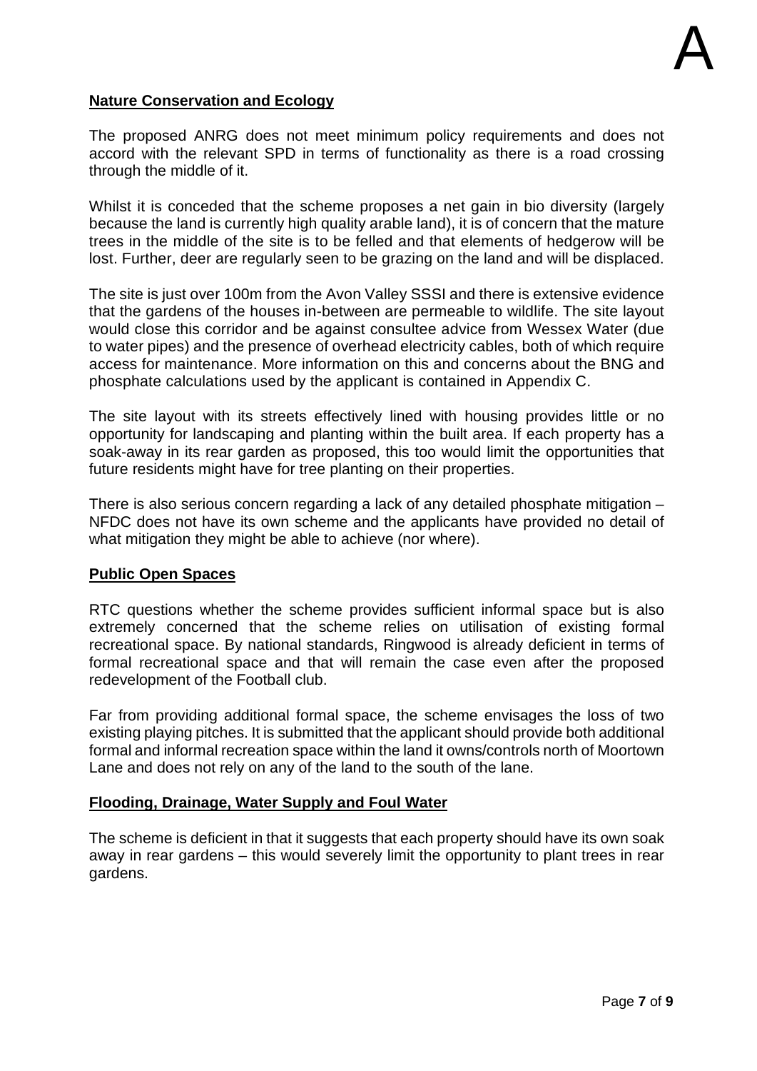## Nature Conservation and Ecology

The proposed ANRG does not meet minimum policy requirements and does not accord with the relevant SPD in terms of functionality as there is a road crossing through the middle of it.

Whilst it is conceded that the scheme proposes a net gain in bio diversity (largely because the land is currently high quality arable land), it is of concern that the mature trees in the middle of the site is to be felled and that elements of hedgerow will be lost. Further, deer are regularly seen to be grazing on the land and will be displaced.

The site is just over 100m from the Avon Valley SSSI and there is extensive evidence that the gardens of the houses in-between are permeable to wildlife. The site layout would close this corridor and be against consultee advice from Wessex Water (due to water pipes) and the presence of overhead electricity cables, both of which require access for maintenance. More information on this and concerns about the BNG and phosphate calculations used by the applicant is contained in Appendix C.

The site layout with its streets effectively lined with housing provides little or no opportunity for landscaping and planting within the built area. If each property has a soak-away in its rear garden as proposed, this too would limit the opportunities that future residents might have for tree planting on their properties.

There is also serious concern regarding a lack of any detailed phosphate mitigation – NFDC does not have its own scheme and the applicants have provided no detail of what mitigation they might be able to achieve (nor where).

## Public Open Spaces

RTC questions whether the scheme provides sufficient informal space but is also extremely concerned that the scheme relies on utilisation of existing formal recreational space. By national standards, Ringwood is already deficient in terms of formal recreational space and that will remain the case even after the proposed redevelopment of the Football club.

Far from providing additional formal space, the scheme envisages the loss of two existing playing pitches. It is submitted that the applicant should provide both additional formal and informal recreation space within the land it owns/controls north of Moortown Lane and does not rely on any of the land to the south of the lane.

## Flooding, Drainage, Water Supply and Foul Water

The scheme is deficient in that it suggests that each property should have its own soak away in rear gardens – this would severely limit the opportunity to plant trees in rear gardens.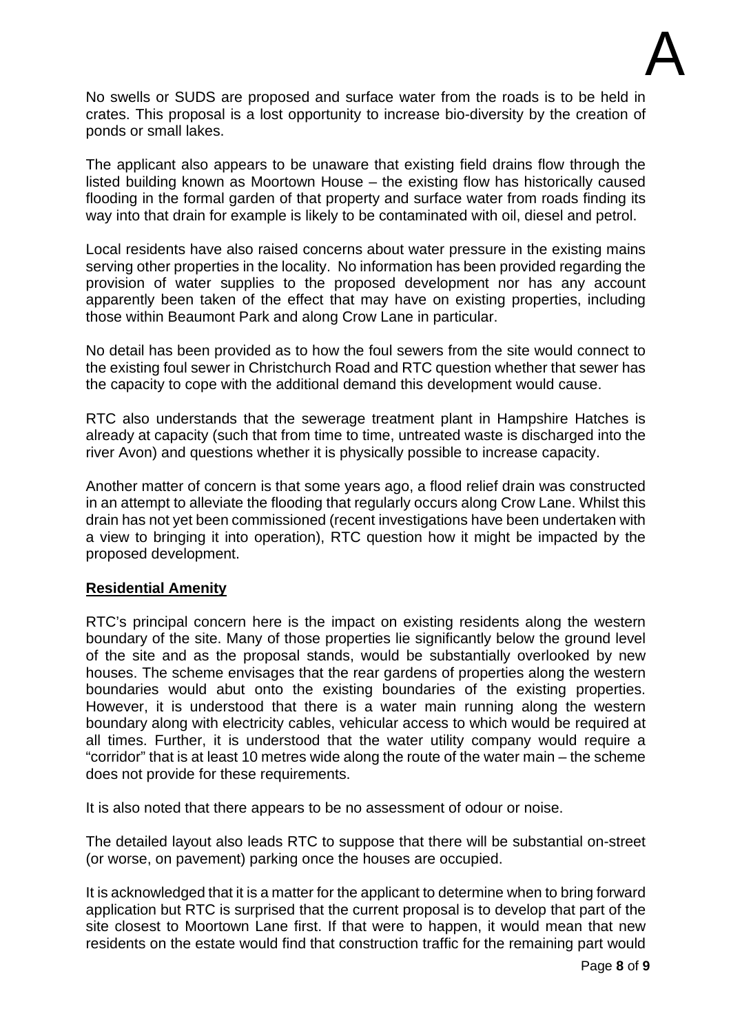No swells or SUDS are proposed and surface water from the roads is to be held in crates. This proposal is a lost opportunity to increase bio-diversity by the creation of ponds or small lakes.

The applicant also appears to be unaware that existing field drains flow through the listed building known as Moortown House – the existing flow has historically caused flooding in the formal garden of that property and surface water from roads finding its way into that drain for example is likely to be contaminated with oil, diesel and petrol.

Local residents have also raised concerns about water pressure in the existing mains serving other properties in the locality. No information has been provided regarding the provision of water supplies to the proposed development nor has any account apparently been taken of the effect that may have on existing properties, including those within Beaumont Park and along Crow Lane in particular.

No detail has been provided as to how the foul sewers from the site would connect to the existing foul sewer in Christchurch Road and RTC question whether that sewer has the capacity to cope with the additional demand this development would cause.

RTC also understands that the sewerage treatment plant in Hampshire Hatches is already at capacity (such that from time to time, untreated waste is discharged into the river Avon) and questions whether it is physically possible to increase capacity.

Another matter of concern is that some years ago, a flood relief drain was constructed in an attempt to alleviate the flooding that regularly occurs along Crow Lane. Whilst this drain has not yet been commissioned (recent investigations have been undertaken with a view to bringing it into operation), RTC question how it might be impacted by the proposed development.

**Residential Amenity**

RTC's principal concern here is the impact on existing residents along the western boundary of the site. Many of those properties lie significantly below the ground level of the site and as the proposal stands, would be substantially overlooked by new houses. The scheme envisages that the rear gardens of properties along the western boundaries would abut onto the existing boundaries of the existing properties. However, it is understood that there is a water main running along the western boundary along with electricity cables, vehicular access to which would be required at all times. Further, it is understood that the water utility company would require a "corridor" that is at least 10 metres wide along the route of the water main – the scheme does not provide for these requirements.

It is also noted that there appears to be no assessment of odour or noise.

The detailed layout also leads RTC to suppose that there will be substantial on-street (or worse, on pavement) parking once the houses are occupied.

It is acknowledged that it is a matter for the applicant to determine when to bring forward application but RTC is surprised that the current proposal is to develop that part of the site closest to Moortown Lane first. If that were to happen, it would mean that new residents on the estate would find that construction traffic for the remaining part would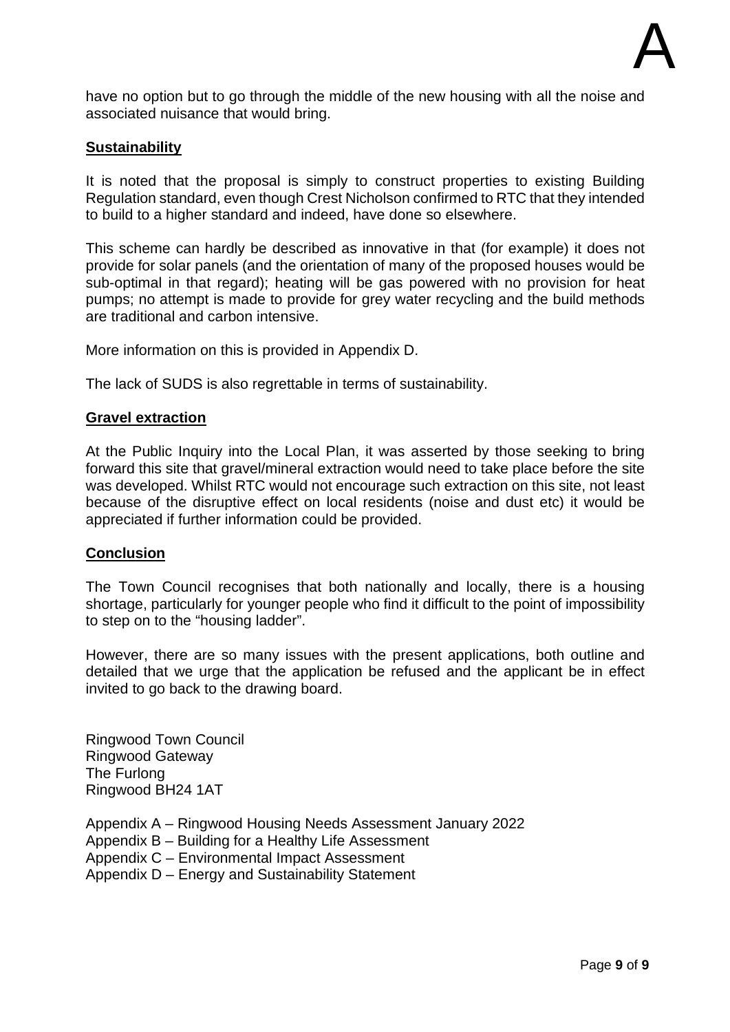have no option but to go through the middle of the new housing with all the noise and associated nuisance that would bring.

**Sustainability**

It is noted that the proposal is simply to construct properties to existing Building Regulation standard, even though Crest Nicholson confirmed to RTC that they intended to build to a higher standard and indeed, have done so elsewhere.

This scheme can hardly be described as innovative in that (for example) it does not provide for solar panels (and the orientation of many of the proposed houses would be sub-optimal in that regard); heating will be gas powered with no provision for heat pumps; no attempt is made to provide for grey water recycling and the build methods are traditional and carbon intensive.

More information on this is provided in Appendix D.

The lack of SUDS is also regrettable in terms of sustainability.

**Gravel extraction**

At the Public Inquiry into the Local Plan, it was asserted by those seeking to bring forward this site that gravel/mineral extraction would need to take place before the site was developed. Whilst RTC would not encourage such extraction on this site, not least because of the disruptive effect on local residents (noise and dust etc) it would be appreciated if further information could be provided.

**Conclusion**

The Town Council recognises that both nationally and locally, there is a housing shortage, particularly for younger people who find it difficult to the point of impossibility to step on to the "housing ladder".

However, there are so many issues with the present applications, both outline and detailed that we urge that the application be refused and the applicant be in effect invited to go back to the drawing board.

Ringwood Town Council
Ringwood Gateway
The Furlong
Ringwood BH24 1AT

Appendix A – Ringwood Housing Needs Assessment January 2022
Appendix B – Building for a Healthy Life Assessment
Appendix C – Environmental Impact Assessment
Appendix D – Energy and Sustainability Statement